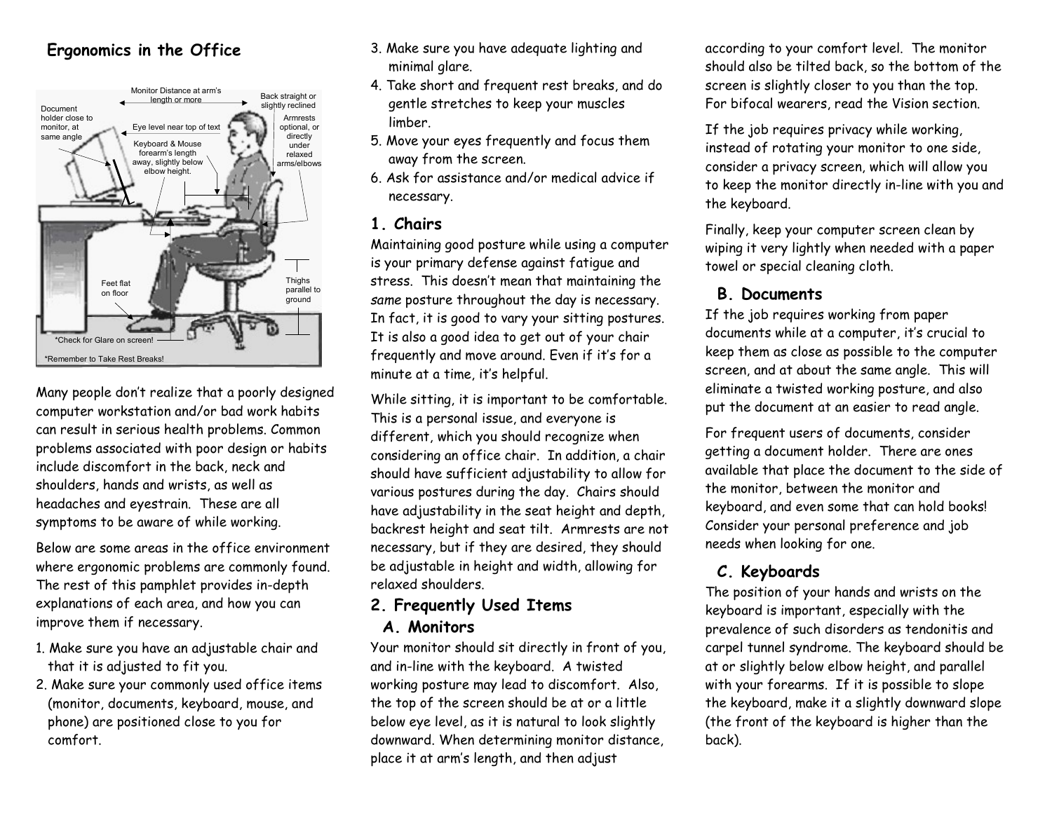# Ergonomics in the Office

Monitor Distance at arm's length or more

Back straight or slightly reclined

Document holder close to monitor, at same angle

Eye level near top of text

Armrests optional, or directly under relaxed arms/elbows

Keyboard & Mouse forearm's length away, slightly below elbow height.

Feet flat on floor

Thighs parallel to ground

*Check for Glare on screen!

*Remember to Take Rest Breaks!

Many people don't realize that a poorly designed computer workstation and/or bad work habits can result in serious health problems. Common problems associated with poor design or habits include discomfort in the back, neck and shoulders, hands and wrists, as well as headaches and eyestrain. These are all symptoms to be aware of while working.

Below are some areas in the office environment where ergonomic problems are commonly found. The rest of this pamphlet provides in-depth explanations of each area, and how you can improve them if necessary.

1. Make sure you have an adjustable chair and that it is adjusted to fit you.
2. Make sure your commonly used office items (monitor, documents, keyboard, mouse, and phone) are positioned close to you for comfort.
3. Make sure you have adequate lighting and minimal glare.
4. Take short and frequent rest breaks, and do gentle stretches to keep your muscles limber.
5. Move your eyes frequently and focus them away from the screen.
6. Ask for assistance and/or medical advice if necessary.

## 1. Chairs

Maintaining good posture while using a computer is your primary defense against fatigue and stress. This doesn't mean that maintaining the *same* posture throughout the day is necessary. In fact, it is good to vary your sitting postures. It is also a good idea to get out of your chair frequently and move around. Even if it's for a minute at a time, it's helpful.

While sitting, it is important to be comfortable. This is a personal issue, and everyone is different, which you should recognize when considering an office chair. In addition, a chair should have sufficient adjustability to allow for various postures during the day. Chairs should have adjustability in the seat height and depth, backrest height and seat tilt. Armrests are not necessary, but if they are desired, they should be adjustable in height and width, allowing for relaxed shoulders.

## 2. Frequently Used Items

### A. Monitors

Your monitor should sit directly in front of you, and in-line with the keyboard. A twisted working posture may lead to discomfort. Also, the top of the screen should be at or a little below eye level, as it is natural to look slightly downward. When determining monitor distance, place it at arm's length, and then adjust according to your comfort level. The monitor should also be tilted back, so the bottom of the screen is slightly closer to you than the top. For bifocal wearers, read the Vision section.

If the job requires privacy while working, instead of rotating your monitor to one side, consider a privacy screen, which will allow you to keep the monitor directly in-line with you and the keyboard.

Finally, keep your computer screen clean by wiping it very lightly when needed with a paper towel or special cleaning cloth.

### B. Documents

If the job requires working from paper documents while at a computer, it's crucial to keep them as close as possible to the computer screen, and at about the same angle. This will eliminate a twisted working posture, and also put the document at an easier to read angle.

For frequent users of documents, consider getting a document holder. There are ones available that place the document to the side of the monitor, between the monitor and keyboard, and even some that can hold books! Consider your personal preference and job needs when looking for one.

### C. Keyboards

The position of your hands and wrists on the keyboard is important, especially with the prevalence of such disorders as tendonitis and carpel tunnel syndrome. The keyboard should be at or slightly below elbow height, and parallel with your forearms. If it is possible to slope the keyboard, make it a slightly downward slope (the front of the keyboard is higher than the back).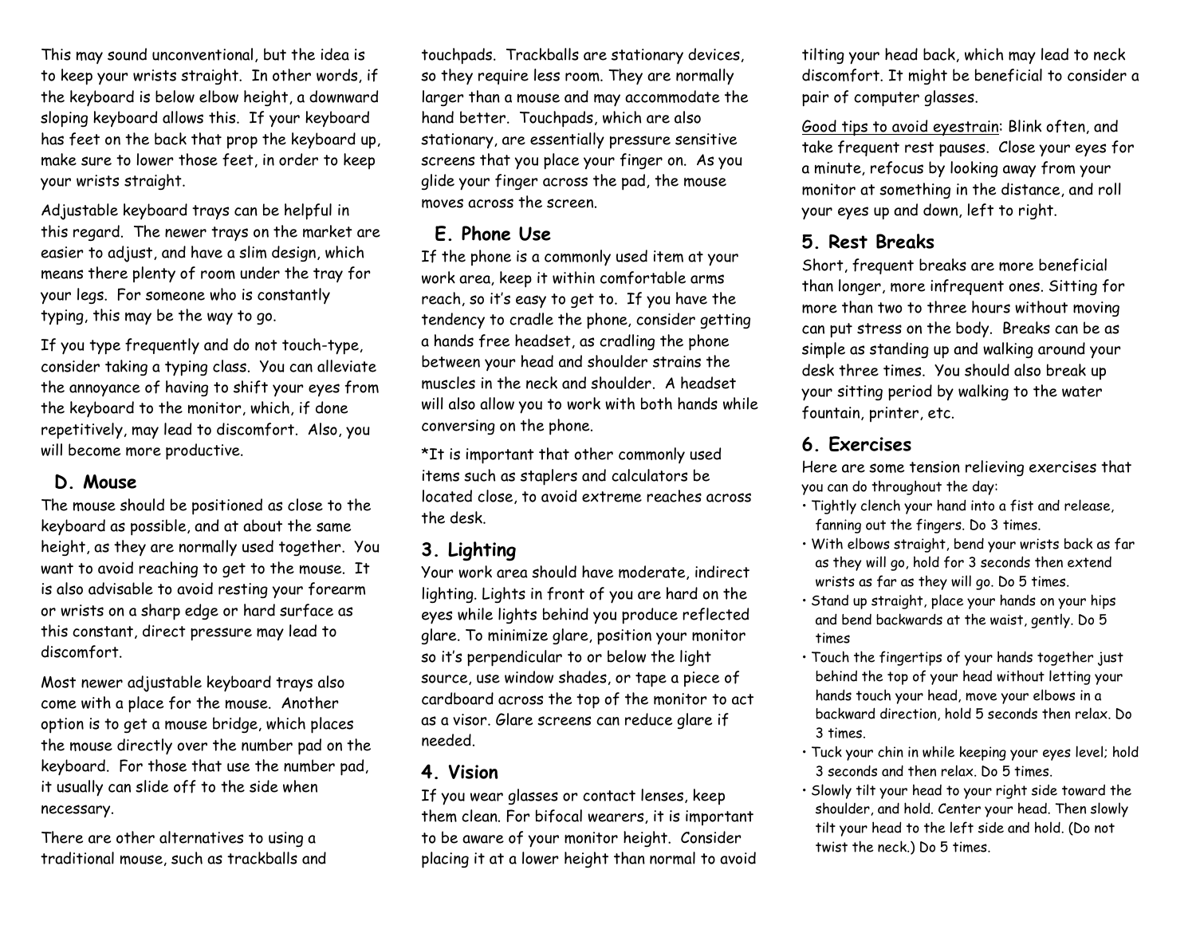This may sound unconventional, but the idea is to keep your wrists straight. In other words, if the keyboard is below elbow height, a downward sloping keyboard allows this. If your keyboard has feet on the back that prop the keyboard up, make sure to lower those feet, in order to keep your wrists straight.

Adjustable keyboard trays can be helpful in this regard. The newer trays on the market are easier to adjust, and have a slim design, which means there plenty of room under the tray for your legs. For someone who is constantly typing, this may be the way to go.

If you type frequently and do not touch-type, consider taking a typing class. You can alleviate the annoyance of having to shift your eyes from the keyboard to the monitor, which, if done repetitively, may lead to discomfort. Also, you will become more productive.

### D. Mouse

The mouse should be positioned as close to the keyboard as possible, and at about the same height, as they are normally used together. You want to avoid reaching to get to the mouse. It is also advisable to avoid resting your forearm or wrists on a sharp edge or hard surface as this constant, direct pressure may lead to discomfort.

Most newer adjustable keyboard trays also come with a place for the mouse. Another option is to get a mouse bridge, which places the mouse directly over the number pad on the keyboard. For those that use the number pad, it usually can slide off to the side when necessary.

There are other alternatives to using a traditional mouse, such as trackballs and touchpads. Trackballs are stationary devices, so they require less room. They are normally larger than a mouse and may accommodate the hand better. Touchpads, which are also stationary, are essentially pressure sensitive screens that you place your finger on. As you glide your finger across the pad, the mouse moves across the screen.

### E. Phone Use

If the phone is a commonly used item at your work area, keep it within comfortable arms reach, so it's easy to get to. If you have the tendency to cradle the phone, consider getting a hands free headset, as cradling the phone between your head and shoulder strains the muscles in the neck and shoulder. A headset will also allow you to work with both hands while conversing on the phone.

*It is important that other commonly used items such as staplers and calculators be located close, to avoid extreme reaches across the desk.

## 3. Lighting

Your work area should have moderate, indirect lighting. Lights in front of you are hard on the eyes while lights behind you produce reflected glare. To minimize glare, position your monitor so it's perpendicular to or below the light source, use window shades, or tape a piece of cardboard across the top of the monitor to act as a visor. Glare screens can reduce glare if needed.

## 4. Vision

If you wear glasses or contact lenses, keep them clean. For bifocal wearers, it is important to be aware of your monitor height. Consider placing it at a lower height than normal to avoid tilting your head back, which may lead to neck discomfort. It might be beneficial to consider a pair of computer glasses.

Good tips to avoid eyestrain: Blink often, and take frequent rest pauses. Close your eyes for a minute, refocus by looking away from your monitor at something in the distance, and roll your eyes up and down, left to right.

## 5. Rest Breaks

Short, frequent breaks are more beneficial than longer, more infrequent ones. Sitting for more than two to three hours without moving can put stress on the body. Breaks can be as simple as standing up and walking around your desk three times. You should also break up your sitting period by walking to the water fountain, printer, etc.

## 6. Exercises

Here are some tension relieving exercises that you can do throughout the day:

- Tightly clench your hand into a fist and release, fanning out the fingers. Do 3 times.
- With elbows straight, bend your wrists back as far as they will go, hold for 3 seconds then extend wrists as far as they will go. Do 5 times.
- Stand up straight, place your hands on your hips and bend backwards at the waist, gently. Do 5 times
- Touch the fingertips of your hands together just behind the top of your head without letting your hands touch your head, move your elbows in a backward direction, hold 5 seconds then relax. Do 3 times.
- Tuck your chin in while keeping your eyes level; hold 3 seconds and then relax. Do 5 times.
- Slowly tilt your head to your right side toward the shoulder, and hold. Center your head. Then slowly tilt your head to the left side and hold. (Do not twist the neck.) Do 5 times.